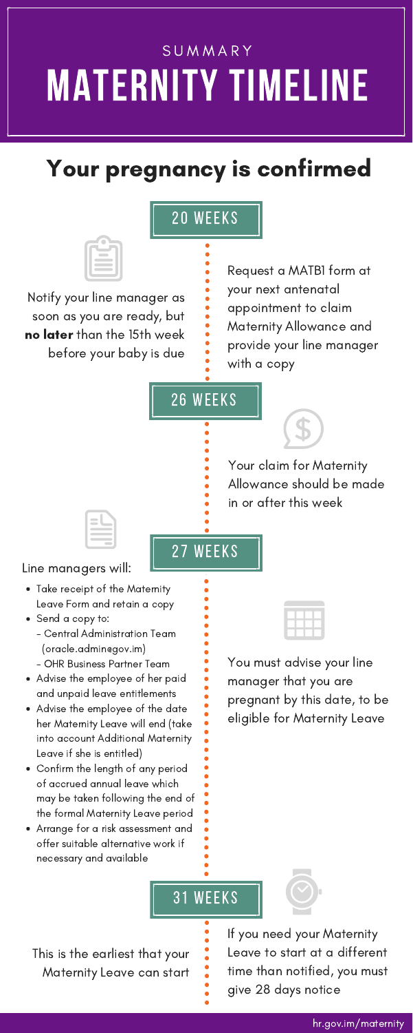SUMMARY

# MATERNITY TIMELINE

## Your pregnancy is confirmed

### 20 WEEKS

Notify your line manager as soon as you are ready, but **no later** than the 15th week before your baby is due

Request a MATB1 form at your next antenatal appointment to claim Maternity Allowance and provide your line manager with a copy

### 26 WEEKS

Your claim for Maternity Allowance should be made in or after this week

### 27 WEEKS

Line managers will:

- Take receipt of the Maternity Leave Form and retain a copy
- Send a copy to:
  - Central Administration Team (oracle.admin@gov.im)
  - OHR Business Partner Team
- Advise the employee of her paid and unpaid leave entitlements
- Advise the employee of the date her Maternity Leave will end (take into account Additional Maternity Leave if she is entitled)
- Confirm the length of any period of accrued annual leave which may be taken following the end of the formal Maternity Leave period
- Arrange for a risk assessment and offer suitable alternative work if necessary and available

You must advise your line manager that you are pregnant by this date, to be eligible for Maternity Leave

### 31 WEEKS

This is the earliest that your Maternity Leave can start

If you need your Maternity Leave to start at a different time than notified, you must give 28 days notice

hr.gov.im/maternity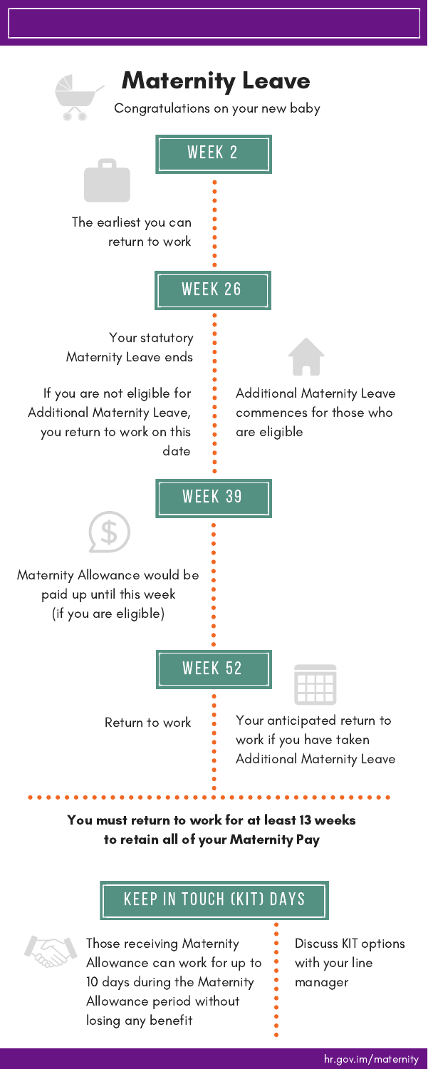# Maternity Leave

Congratulations on your new baby

## WEEK 2

The earliest you can return to work

## WEEK 26

Your statutory Maternity Leave ends

If you are not eligible for Additional Maternity Leave, you return to work on this date

Additional Maternity Leave commences for those who are eligible

## WEEK 39

Maternity Allowance would be paid up until this week (if you are eligible)

## WEEK 52

Return to work

Your anticipated return to work if you have taken Additional Maternity Leave

**You must return to work for at least 13 weeks to retain all of your Maternity Pay**

## KEEP IN TOUCH (KIT) DAYS

Those receiving Maternity Allowance can work for up to 10 days during the Maternity Allowance period without losing any benefit

Discuss KIT options with your line manager

hr.gov.im/maternity